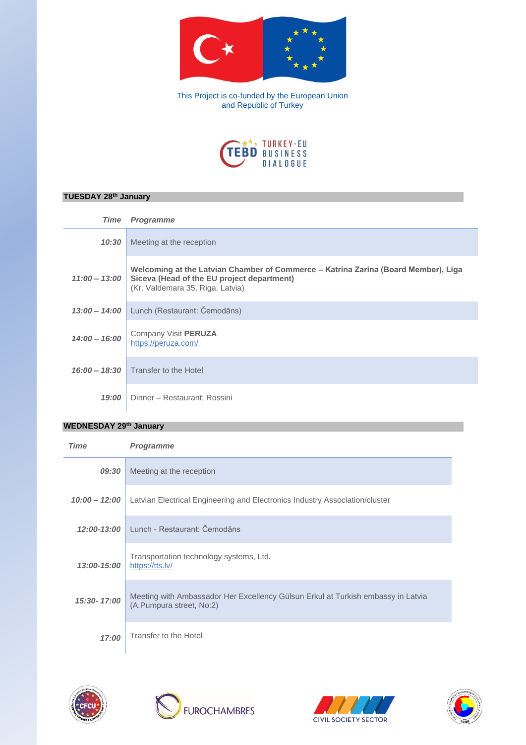This Project is co-funded by the European Union and Republic of Turkey

TEBD TURKEY-EU BUSINESS DIALOGUE

## TUESDAY 28th January

| *Time* | *Programme* |
|---|---|
| *10:30* | Meeting at the reception |
| *11:00 – 13:00* | **Welcoming at the Latvian Chamber of Commerce – Katrina Zarina (Board Member), Līga Siceva (Head of the EU project department)**<br>(Kr. Valdemara 35, Riga, Latvia) |
| *13:00 – 14:00* | Lunch (Restaurant: Čemodāns) |
| *14:00 – 16:00* | Company Visit **PERUZA**<br>https://peruza.com/ |
| *16:00 – 18:30* | Transfer to the Hotel |
| *19:00* | Dinner – Restaurant: Rossini |

## WEDNESDAY 29th January

| *Time* | *Programme* |
|---|---|
| *09:30* | Meeting at the reception |
| *10:00 – 12:00* | Latvian Electrical Engineering and Electronics Industry Association/cluster |
| *12:00-13:00* | Lunch - Restaurant: Čemodāns |
| *13:00-15:00* | Transportation technology systems, Ltd.<br>https://tts.lv/ |
| *15:30- 17:00* | Meeting with Ambassador Her Excellency Gülsun Erkul at Turkish embassy in Latvia (A.Pumpura street, No:2) |
| *17:00* | Transfer to the Hotel |

CFCU · EUROCHAMBRES · CIVIL SOCIETY SECTOR · TOBB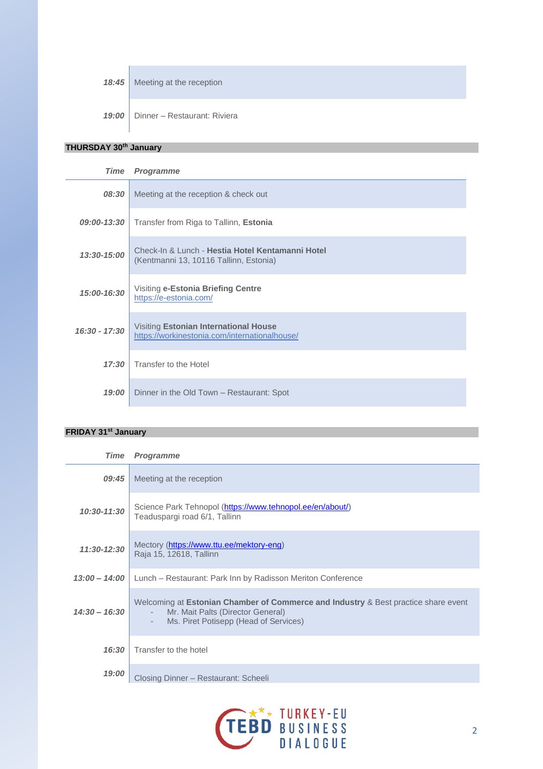| | |
|---|---|
| *18:45* | Meeting at the reception |
| *19:00* | Dinner – Restaurant: Riviera |

**THURSDAY 30th January**

| *Time* | *Programme* |
|---|---|
| *08:30* | Meeting at the reception & check out |
| *09:00-13:30* | Transfer from Riga to Tallinn, **Estonia** |
| *13:30-15:00* | Check-In & Lunch - **Hestia Hotel Kentamanni Hotel** (Kentmanni 13, 10116 Tallinn, Estonia) |
| *15:00-16:30* | Visiting **e-Estonia Briefing Centre** https://e-estonia.com/ |
| *16:30 - 17:30* | Visiting **Estonian International House** https://workinestonia.com/internationalhouse/ |
| *17:30* | Transfer to the Hotel |
| *19:00* | Dinner in the Old Town – Restaurant: Spot |

**FRIDAY 31st January**

| *Time* | *Programme* |
|---|---|
| *09:45* | Meeting at the reception |
| *10:30-11:30* | Science Park Tehnopol (https://www.tehnopol.ee/en/about/) Teaduspargi road 6/1, Tallinn |
| *11:30-12:30* | Mectory (https://www.ttu.ee/mektory-eng) Raja 15, 12618, Tallinn |
| *13:00 – 14:00* | Lunch – Restaurant: Park Inn by Radisson Meriton Conference |
| *14:30 – 16:30* | Welcoming at **Estonian Chamber of Commerce and Industry** & Best practice share event<br>- Mr. Mait Palts (Director General)<br>- Ms. Piret Potisepp (Head of Services) |
| *16:30* | Transfer to the hotel |
| *19:00* | Closing Dinner – Restaurant: Scheeli |

TEBD TURKEY-EU BUSINESS DIALOGUE